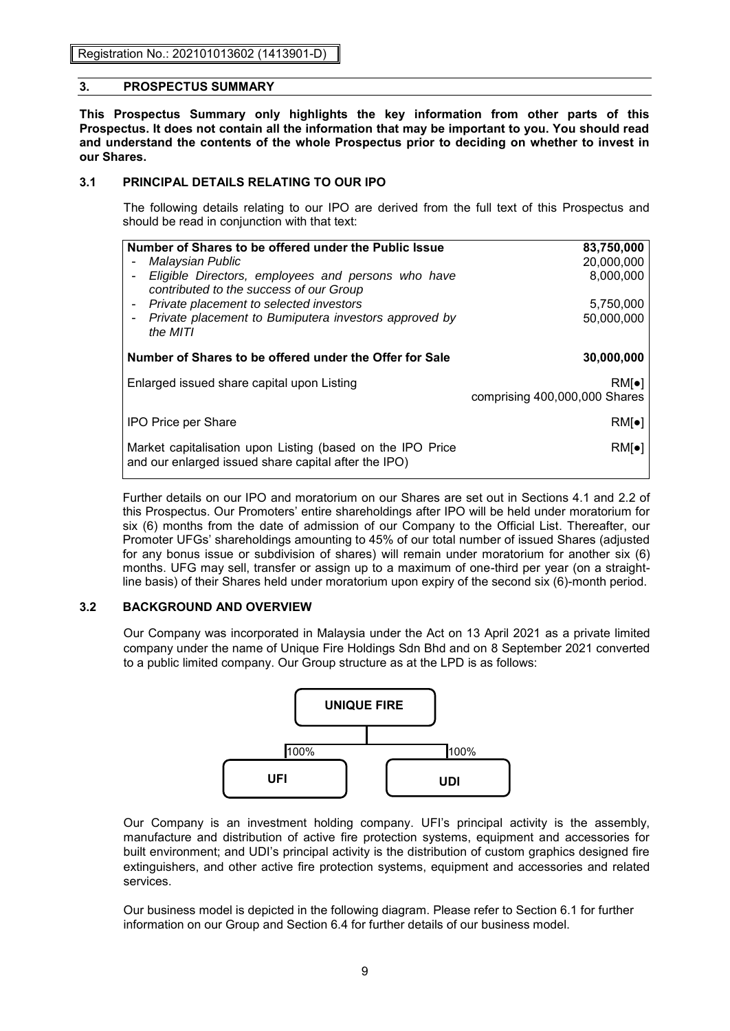Registration No.: 202101013602 (1413901-D)

## 3. PROSPECTUS SUMMARY

**This Prospectus Summary only highlights the key information from other parts of this Prospectus. It does not contain all the information that may be important to you. You should read and understand the contents of the whole Prospectus prior to deciding on whether to invest in our Shares.**

### 3.1 PRINCIPAL DETAILS RELATING TO OUR IPO

The following details relating to our IPO are derived from the full text of this Prospectus and should be read in conjunction with that text:

| | |
|---|---|
| **Number of Shares to be offered under the Public Issue** | **83,750,000** |
| - *Malaysian Public* | 20,000,000 |
| - *Eligible Directors, employees and persons who have contributed to the success of our Group* | 8,000,000 |
| - *Private placement to selected investors* | 5,750,000 |
| - *Private placement to Bumiputera investors approved by the MITI* | 50,000,000 |
| **Number of Shares to be offered under the Offer for Sale** | **30,000,000** |
| Enlarged issued share capital upon Listing | RM[●] comprising 400,000,000 Shares |
| IPO Price per Share | RM[●] |
| Market capitalisation upon Listing (based on the IPO Price and our enlarged issued share capital after the IPO) | RM[●] |

Further details on our IPO and moratorium on our Shares are set out in Sections 4.1 and 2.2 of this Prospectus. Our Promoters' entire shareholdings after IPO will be held under moratorium for six (6) months from the date of admission of our Company to the Official List. Thereafter, our Promoter UFGs' shareholdings amounting to 45% of our total number of issued Shares (adjusted for any bonus issue or subdivision of shares) will remain under moratorium for another six (6) months. UFG may sell, transfer or assign up to a maximum of one-third per year (on a straight-line basis) of their Shares held under moratorium upon expiry of the second six (6)-month period.

### 3.2 BACKGROUND AND OVERVIEW

Our Company was incorporated in Malaysia under the Act on 13 April 2021 as a private limited company under the name of Unique Fire Holdings Sdn Bhd and on 8 September 2021 converted to a public limited company. Our Group structure as at the LPD is as follows:

UNIQUE FIRE

- 100% — UFI
- 100% — UDI

Our Company is an investment holding company. UFI's principal activity is the assembly, manufacture and distribution of active fire protection systems, equipment and accessories for built environment; and UDI's principal activity is the distribution of custom graphics designed fire extinguishers, and other active fire protection systems, equipment and accessories and related services.

Our business model is depicted in the following diagram. Please refer to Section 6.1 for further information on our Group and Section 6.4 for further details of our business model.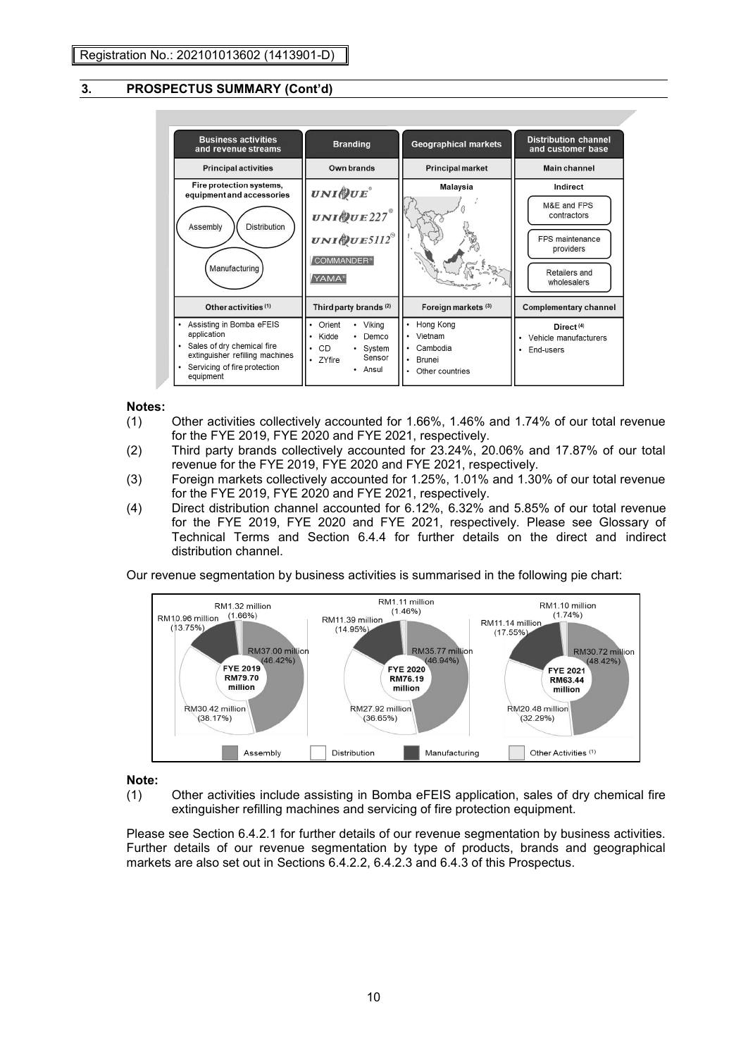Registration No.: 202101013602 (1413901-D)

## 3. PROSPECTUS SUMMARY (Cont'd)

| Business activities and revenue streams | Branding | Geographical markets | Distribution channel and customer base |
|---|---|---|---|
| **Principal activities** | **Own brands** | **Principal market** | **Main channel** |
| Fire protection systems, equipment and accessories: Assembly; Distribution; Manufacturing | UNIQUE®; UNIQUE227®; UNIQUE5112®; COMMANDER®; YAMA® | Malaysia | Indirect: M&E and FPS contractors; FPS maintenance providers; Retailers and wholesalers |
| **Other activities (1)** | **Third party brands (2)** | **Foreign markets (3)** | **Complementary channel** |
| • Assisting in Bomba eFEIS application<br>• Sales of dry chemical fire extinguisher refilling machines<br>• Servicing of fire protection equipment | • Orient • Kidde • CD • ZYfire • Viking • Demco • System Sensor • Ansul | • Hong Kong<br>• Vietnam<br>• Cambodia<br>• Brunei<br>• Other countries | Direct (4)<br>• Vehicle manufacturers<br>• End-users |

**Notes:**

(1) Other activities collectively accounted for 1.66%, 1.46% and 1.74% of our total revenue for the FYE 2019, FYE 2020 and FYE 2021, respectively.

(2) Third party brands collectively accounted for 23.24%, 20.06% and 17.87% of our total revenue for the FYE 2019, FYE 2020 and FYE 2021, respectively.

(3) Foreign markets collectively accounted for 1.25%, 1.01% and 1.30% of our total revenue for the FYE 2019, FYE 2020 and FYE 2021, respectively.

(4) Direct distribution channel accounted for 6.12%, 6.32% and 5.85% of our total revenue for the FYE 2019, FYE 2020 and FYE 2021, respectively. Please see Glossary of Technical Terms and Section 6.4.4 for further details on the direct and indirect distribution channel.

Our revenue segmentation by business activities is summarised in the following pie chart:

| | FYE 2019 (RM79.70 million) | FYE 2020 (RM76.19 million) | FYE 2021 (RM63.44 million) |
|---|---|---|---|
| Assembly | RM37.00 million (46.42%) | RM35.77 million (46.94%) | RM30.72 million (48.42%) |
| Distribution | RM30.42 million (38.17%) | RM27.92 million (36.65%) | RM20.48 million (32.29%) |
| Manufacturing | RM10.96 million (13.75%) | RM11.39 million (14.95%) | RM11.14 million (17.55%) |
| Other Activities (1) | RM1.32 million (1.66%) | RM1.11 million (1.46%) | RM1.10 million (1.74%) |

**Note:**

(1) Other activities include assisting in Bomba eFEIS application, sales of dry chemical fire extinguisher refilling machines and servicing of fire protection equipment.

Please see Section 6.4.2.1 for further details of our revenue segmentation by business activities. Further details of our revenue segmentation by type of products, brands and geographical markets are also set out in Sections 6.4.2.2, 6.4.2.3 and 6.4.3 of this Prospectus.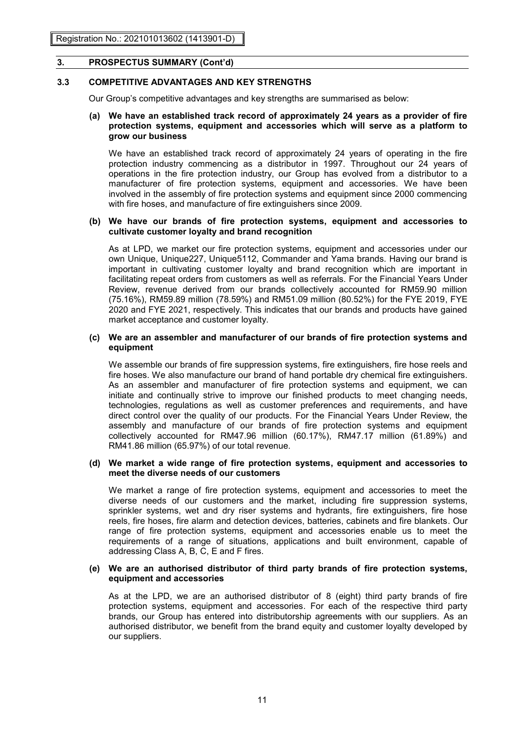## 3. PROSPECTUS SUMMARY (Cont'd)

### 3.3 COMPETITIVE ADVANTAGES AND KEY STRENGTHS

Our Group's competitive advantages and key strengths are summarised as below:

**(a) We have an established track record of approximately 24 years as a provider of fire protection systems, equipment and accessories which will serve as a platform to grow our business**

We have an established track record of approximately 24 years of operating in the fire protection industry commencing as a distributor in 1997. Throughout our 24 years of operations in the fire protection industry, our Group has evolved from a distributor to a manufacturer of fire protection systems, equipment and accessories. We have been involved in the assembly of fire protection systems and equipment since 2000 commencing with fire hoses, and manufacture of fire extinguishers since 2009.

**(b) We have our brands of fire protection systems, equipment and accessories to cultivate customer loyalty and brand recognition**

As at LPD, we market our fire protection systems, equipment and accessories under our own Unique, Unique227, Unique5112, Commander and Yama brands. Having our brand is important in cultivating customer loyalty and brand recognition which are important in facilitating repeat orders from customers as well as referrals. For the Financial Years Under Review, revenue derived from our brands collectively accounted for RM59.90 million (75.16%), RM59.89 million (78.59%) and RM51.09 million (80.52%) for the FYE 2019, FYE 2020 and FYE 2021, respectively. This indicates that our brands and products have gained market acceptance and customer loyalty.

**(c) We are an assembler and manufacturer of our brands of fire protection systems and equipment**

We assemble our brands of fire suppression systems, fire extinguishers, fire hose reels and fire hoses. We also manufacture our brand of hand portable dry chemical fire extinguishers. As an assembler and manufacturer of fire protection systems and equipment, we can initiate and continually strive to improve our finished products to meet changing needs, technologies, regulations as well as customer preferences and requirements, and have direct control over the quality of our products. For the Financial Years Under Review, the assembly and manufacture of our brands of fire protection systems and equipment collectively accounted for RM47.96 million (60.17%), RM47.17 million (61.89%) and RM41.86 million (65.97%) of our total revenue.

**(d) We market a wide range of fire protection systems, equipment and accessories to meet the diverse needs of our customers**

We market a range of fire protection systems, equipment and accessories to meet the diverse needs of our customers and the market, including fire suppression systems, sprinkler systems, wet and dry riser systems and hydrants, fire extinguishers, fire hose reels, fire hoses, fire alarm and detection devices, batteries, cabinets and fire blankets. Our range of fire protection systems, equipment and accessories enable us to meet the requirements of a range of situations, applications and built environment, capable of addressing Class A, B, C, E and F fires.

**(e) We are an authorised distributor of third party brands of fire protection systems, equipment and accessories**

As at the LPD, we are an authorised distributor of 8 (eight) third party brands of fire protection systems, equipment and accessories. For each of the respective third party brands, our Group has entered into distributorship agreements with our suppliers. As an authorised distributor, we benefit from the brand equity and customer loyalty developed by our suppliers.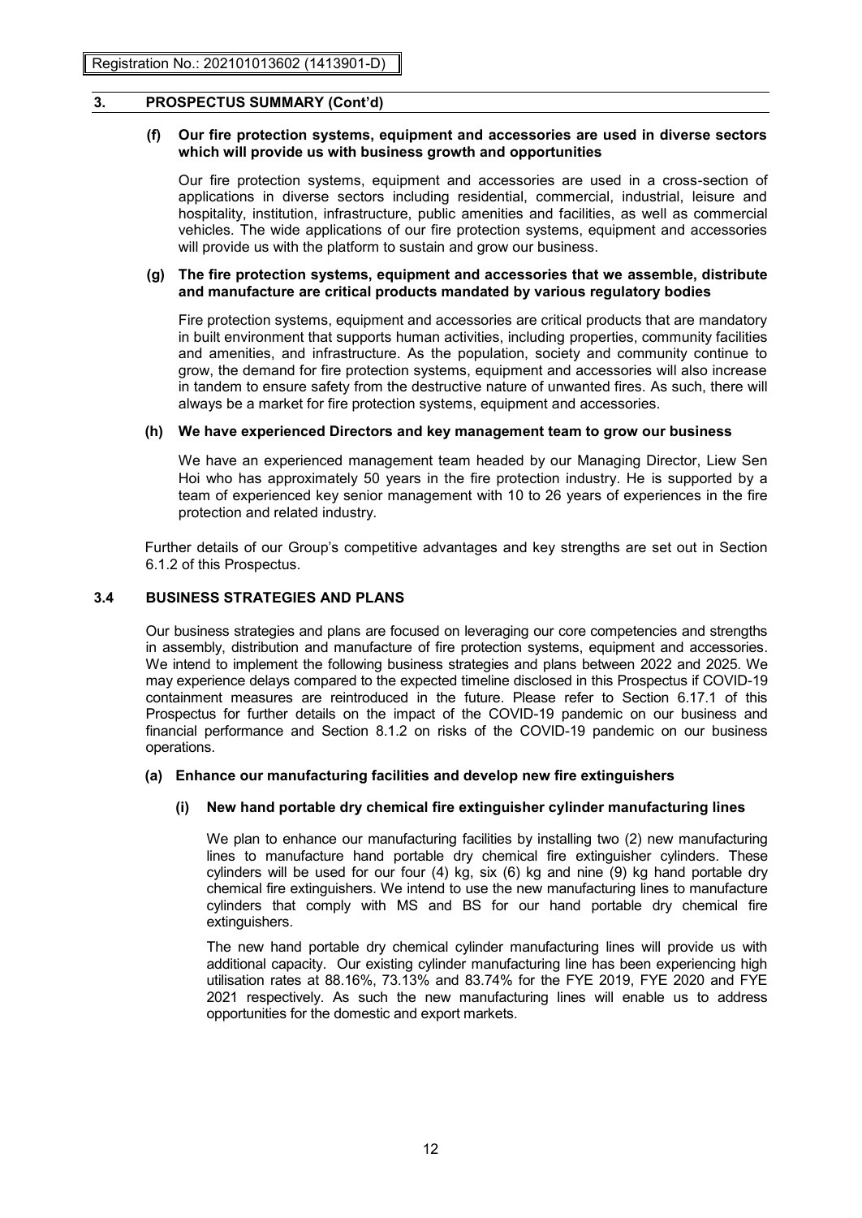## 3. PROSPECTUS SUMMARY (Cont'd)

**(f) Our fire protection systems, equipment and accessories are used in diverse sectors which will provide us with business growth and opportunities**

Our fire protection systems, equipment and accessories are used in a cross-section of applications in diverse sectors including residential, commercial, industrial, leisure and hospitality, institution, infrastructure, public amenities and facilities, as well as commercial vehicles. The wide applications of our fire protection systems, equipment and accessories will provide us with the platform to sustain and grow our business.

**(g) The fire protection systems, equipment and accessories that we assemble, distribute and manufacture are critical products mandated by various regulatory bodies**

Fire protection systems, equipment and accessories are critical products that are mandatory in built environment that supports human activities, including properties, community facilities and amenities, and infrastructure. As the population, society and community continue to grow, the demand for fire protection systems, equipment and accessories will also increase in tandem to ensure safety from the destructive nature of unwanted fires. As such, there will always be a market for fire protection systems, equipment and accessories.

**(h) We have experienced Directors and key management team to grow our business**

We have an experienced management team headed by our Managing Director, Liew Sen Hoi who has approximately 50 years in the fire protection industry. He is supported by a team of experienced key senior management with 10 to 26 years of experiences in the fire protection and related industry.

Further details of our Group's competitive advantages and key strengths are set out in Section 6.1.2 of this Prospectus.

### 3.4 BUSINESS STRATEGIES AND PLANS

Our business strategies and plans are focused on leveraging our core competencies and strengths in assembly, distribution and manufacture of fire protection systems, equipment and accessories. We intend to implement the following business strategies and plans between 2022 and 2025. We may experience delays compared to the expected timeline disclosed in this Prospectus if COVID-19 containment measures are reintroduced in the future. Please refer to Section 6.17.1 of this Prospectus for further details on the impact of the COVID-19 pandemic on our business and financial performance and Section 8.1.2 on risks of the COVID-19 pandemic on our business operations.

**(a) Enhance our manufacturing facilities and develop new fire extinguishers**

**(i) New hand portable dry chemical fire extinguisher cylinder manufacturing lines**

We plan to enhance our manufacturing facilities by installing two (2) new manufacturing lines to manufacture hand portable dry chemical fire extinguisher cylinders. These cylinders will be used for our four (4) kg, six (6) kg and nine (9) kg hand portable dry chemical fire extinguishers. We intend to use the new manufacturing lines to manufacture cylinders that comply with MS and BS for our hand portable dry chemical fire extinguishers.

The new hand portable dry chemical cylinder manufacturing lines will provide us with additional capacity. Our existing cylinder manufacturing line has been experiencing high utilisation rates at 88.16%, 73.13% and 83.74% for the FYE 2019, FYE 2020 and FYE 2021 respectively. As such the new manufacturing lines will enable us to address opportunities for the domestic and export markets.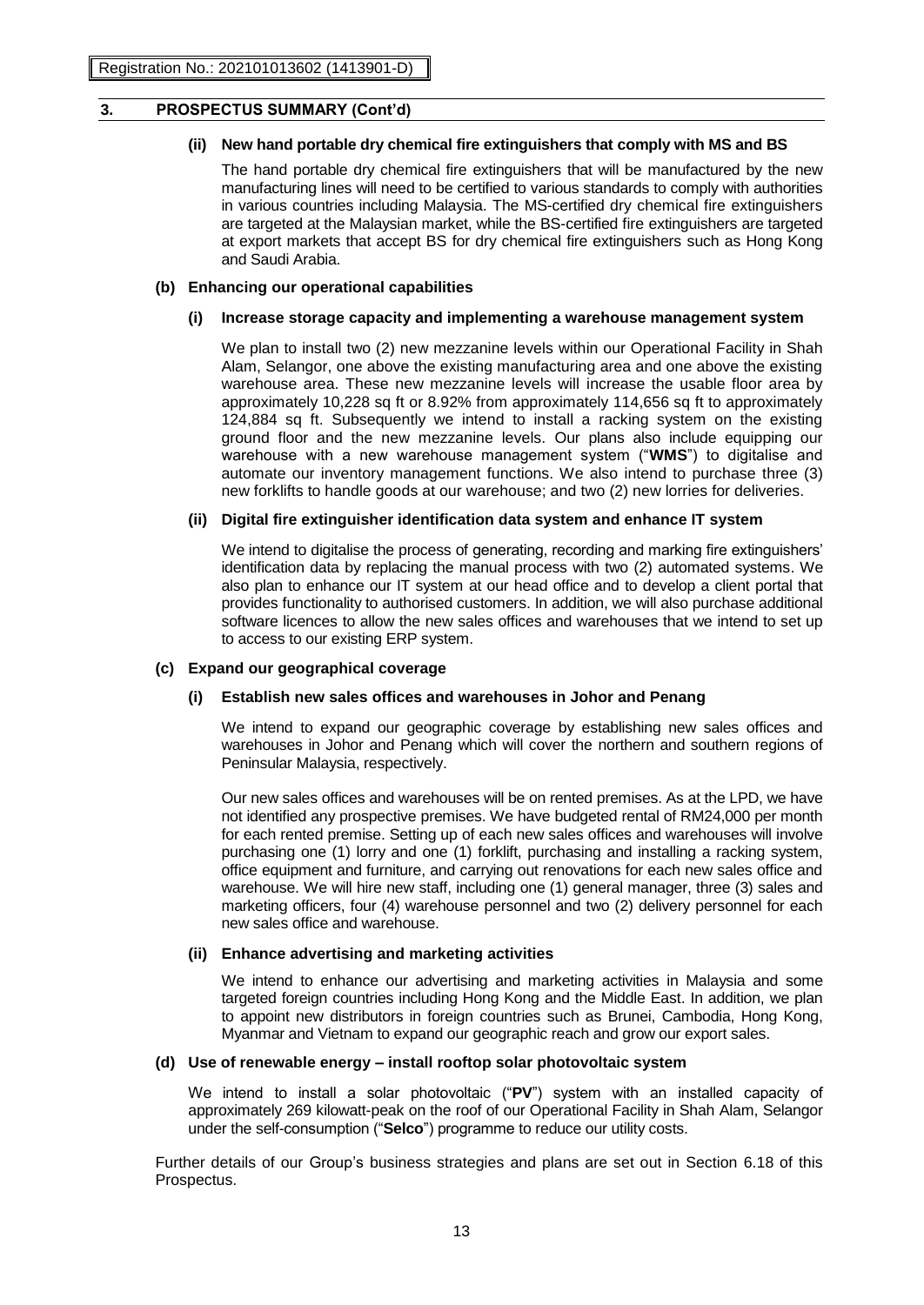## 3. PROSPECTUS SUMMARY (Cont'd)

**(ii) New hand portable dry chemical fire extinguishers that comply with MS and BS**

The hand portable dry chemical fire extinguishers that will be manufactured by the new manufacturing lines will need to be certified to various standards to comply with authorities in various countries including Malaysia. The MS-certified dry chemical fire extinguishers are targeted at the Malaysian market, while the BS-certified fire extinguishers are targeted at export markets that accept BS for dry chemical fire extinguishers such as Hong Kong and Saudi Arabia.

### (b) Enhancing our operational capabilities

**(i) Increase storage capacity and implementing a warehouse management system**

We plan to install two (2) new mezzanine levels within our Operational Facility in Shah Alam, Selangor, one above the existing manufacturing area and one above the existing warehouse area. These new mezzanine levels will increase the usable floor area by approximately 10,228 sq ft or 8.92% from approximately 114,656 sq ft to approximately 124,884 sq ft. Subsequently we intend to install a racking system on the existing ground floor and the new mezzanine levels. Our plans also include equipping our warehouse with a new warehouse management system ("**WMS**") to digitalise and automate our inventory management functions. We also intend to purchase three (3) new forklifts to handle goods at our warehouse; and two (2) new lorries for deliveries.

**(ii) Digital fire extinguisher identification data system and enhance IT system**

We intend to digitalise the process of generating, recording and marking fire extinguishers' identification data by replacing the manual process with two (2) automated systems. We also plan to enhance our IT system at our head office and to develop a client portal that provides functionality to authorised customers. In addition, we will also purchase additional software licences to allow the new sales offices and warehouses that we intend to set up to access to our existing ERP system.

### (c) Expand our geographical coverage

**(i) Establish new sales offices and warehouses in Johor and Penang**

We intend to expand our geographic coverage by establishing new sales offices and warehouses in Johor and Penang which will cover the northern and southern regions of Peninsular Malaysia, respectively.

Our new sales offices and warehouses will be on rented premises. As at the LPD, we have not identified any prospective premises. We have budgeted rental of RM24,000 per month for each rented premise. Setting up of each new sales offices and warehouses will involve purchasing one (1) lorry and one (1) forklift, purchasing and installing a racking system, office equipment and furniture, and carrying out renovations for each new sales office and warehouse. We will hire new staff, including one (1) general manager, three (3) sales and marketing officers, four (4) warehouse personnel and two (2) delivery personnel for each new sales office and warehouse.

**(ii) Enhance advertising and marketing activities**

We intend to enhance our advertising and marketing activities in Malaysia and some targeted foreign countries including Hong Kong and the Middle East. In addition, we plan to appoint new distributors in foreign countries such as Brunei, Cambodia, Hong Kong, Myanmar and Vietnam to expand our geographic reach and grow our export sales.

### (d) Use of renewable energy – install rooftop solar photovoltaic system

We intend to install a solar photovoltaic ("**PV**") system with an installed capacity of approximately 269 kilowatt-peak on the roof of our Operational Facility in Shah Alam, Selangor under the self-consumption ("**Selco**") programme to reduce our utility costs.

Further details of our Group's business strategies and plans are set out in Section 6.18 of this Prospectus.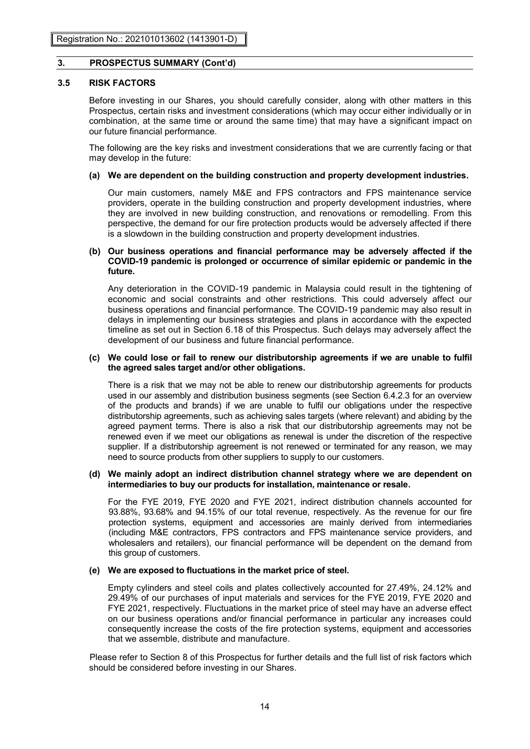## 3. PROSPECTUS SUMMARY (Cont'd)

### 3.5 RISK FACTORS

Before investing in our Shares, you should carefully consider, along with other matters in this Prospectus, certain risks and investment considerations (which may occur either individually or in combination, at the same time or around the same time) that may have a significant impact on our future financial performance.

The following are the key risks and investment considerations that we are currently facing or that may develop in the future:

**(a) We are dependent on the building construction and property development industries.**

Our main customers, namely M&E and FPS contractors and FPS maintenance service providers, operate in the building construction and property development industries, where they are involved in new building construction, and renovations or remodelling. From this perspective, the demand for our fire protection products would be adversely affected if there is a slowdown in the building construction and property development industries.

**(b) Our business operations and financial performance may be adversely affected if the COVID-19 pandemic is prolonged or occurrence of similar epidemic or pandemic in the future.**

Any deterioration in the COVID-19 pandemic in Malaysia could result in the tightening of economic and social constraints and other restrictions. This could adversely affect our business operations and financial performance. The COVID-19 pandemic may also result in delays in implementing our business strategies and plans in accordance with the expected timeline as set out in Section 6.18 of this Prospectus. Such delays may adversely affect the development of our business and future financial performance.

**(c) We could lose or fail to renew our distributorship agreements if we are unable to fulfil the agreed sales target and/or other obligations.**

There is a risk that we may not be able to renew our distributorship agreements for products used in our assembly and distribution business segments (see Section 6.4.2.3 for an overview of the products and brands) if we are unable to fulfil our obligations under the respective distributorship agreements, such as achieving sales targets (where relevant) and abiding by the agreed payment terms. There is also a risk that our distributorship agreements may not be renewed even if we meet our obligations as renewal is under the discretion of the respective supplier. If a distributorship agreement is not renewed or terminated for any reason, we may need to source products from other suppliers to supply to our customers.

**(d) We mainly adopt an indirect distribution channel strategy where we are dependent on intermediaries to buy our products for installation, maintenance or resale.**

For the FYE 2019, FYE 2020 and FYE 2021, indirect distribution channels accounted for 93.88%, 93.68% and 94.15% of our total revenue, respectively. As the revenue for our fire protection systems, equipment and accessories are mainly derived from intermediaries (including M&E contractors, FPS contractors and FPS maintenance service providers, and wholesalers and retailers), our financial performance will be dependent on the demand from this group of customers.

**(e) We are exposed to fluctuations in the market price of steel.**

Empty cylinders and steel coils and plates collectively accounted for 27.49%, 24.12% and 29.49% of our purchases of input materials and services for the FYE 2019, FYE 2020 and FYE 2021, respectively. Fluctuations in the market price of steel may have an adverse effect on our business operations and/or financial performance in particular any increases could consequently increase the costs of the fire protection systems, equipment and accessories that we assemble, distribute and manufacture.

Please refer to Section 8 of this Prospectus for further details and the full list of risk factors which should be considered before investing in our Shares.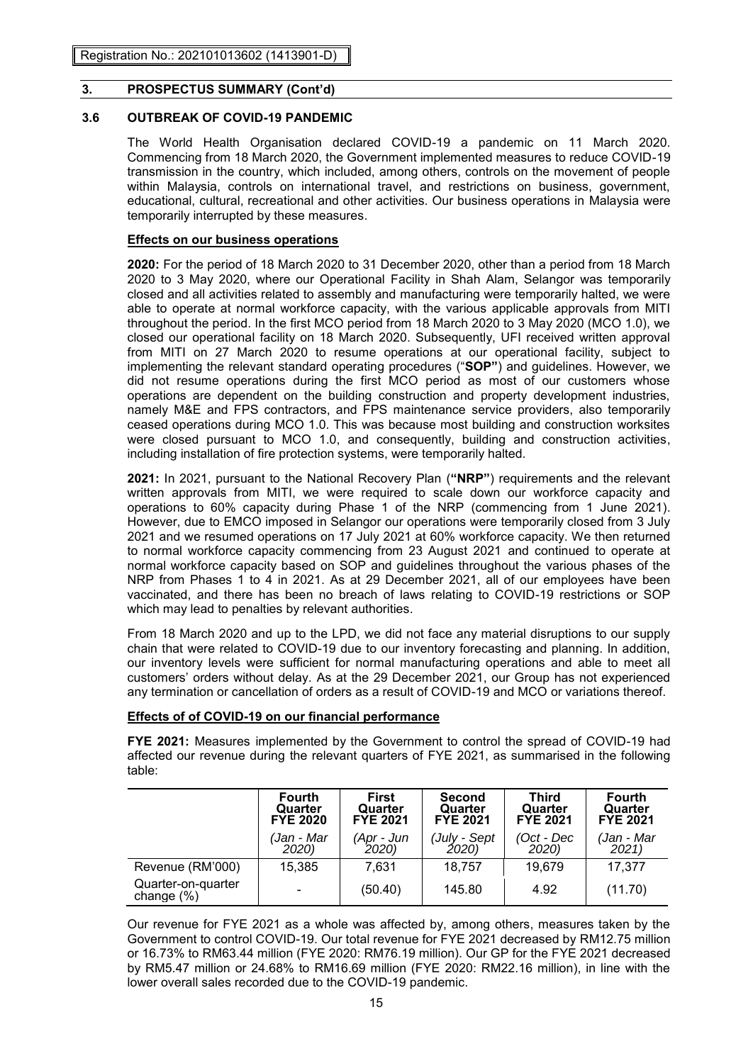## 3. PROSPECTUS SUMMARY (Cont'd)

### 3.6 OUTBREAK OF COVID-19 PANDEMIC

The World Health Organisation declared COVID-19 a pandemic on 11 March 2020. Commencing from 18 March 2020, the Government implemented measures to reduce COVID-19 transmission in the country, which included, among others, controls on the movement of people within Malaysia, controls on international travel, and restrictions on business, government, educational, cultural, recreational and other activities. Our business operations in Malaysia were temporarily interrupted by these measures.

**Effects on our business operations**

**2020:** For the period of 18 March 2020 to 31 December 2020, other than a period from 18 March 2020 to 3 May 2020, where our Operational Facility in Shah Alam, Selangor was temporarily closed and all activities related to assembly and manufacturing were temporarily halted, we were able to operate at normal workforce capacity, with the various applicable approvals from MITI throughout the period. In the first MCO period from 18 March 2020 to 3 May 2020 (MCO 1.0), we closed our operational facility on 18 March 2020. Subsequently, UFI received written approval from MITI on 27 March 2020 to resume operations at our operational facility, subject to implementing the relevant standard operating procedures ("**SOP"**) and guidelines. However, we did not resume operations during the first MCO period as most of our customers whose operations are dependent on the building construction and property development industries, namely M&E and FPS contractors, and FPS maintenance service providers, also temporarily ceased operations during MCO 1.0. This was because most building and construction worksites were closed pursuant to MCO 1.0, and consequently, building and construction activities, including installation of fire protection systems, were temporarily halted.

**2021:** In 2021, pursuant to the National Recovery Plan (**"NRP"**) requirements and the relevant written approvals from MITI, we were required to scale down our workforce capacity and operations to 60% capacity during Phase 1 of the NRP (commencing from 1 June 2021). However, due to EMCO imposed in Selangor our operations were temporarily closed from 3 July 2021 and we resumed operations on 17 July 2021 at 60% workforce capacity. We then returned to normal workforce capacity commencing from 23 August 2021 and continued to operate at normal workforce capacity based on SOP and guidelines throughout the various phases of the NRP from Phases 1 to 4 in 2021. As at 29 December 2021, all of our employees have been vaccinated, and there has been no breach of laws relating to COVID-19 restrictions or SOP which may lead to penalties by relevant authorities.

From 18 March 2020 and up to the LPD, we did not face any material disruptions to our supply chain that were related to COVID-19 due to our inventory forecasting and planning. In addition, our inventory levels were sufficient for normal manufacturing operations and able to meet all customers' orders without delay. As at the 29 December 2021, our Group has not experienced any termination or cancellation of orders as a result of COVID-19 and MCO or variations thereof.

**Effects of of COVID-19 on our financial performance**

**FYE 2021:** Measures implemented by the Government to control the spread of COVID-19 had affected our revenue during the relevant quarters of FYE 2021, as summarised in the following table:

| | **Fourth Quarter FYE 2020** | **First Quarter FYE 2021** | **Second Quarter FYE 2021** | **Third Quarter FYE 2021** | **Fourth Quarter FYE 2021** |
|---|---|---|---|---|---|
| | *(Jan - Mar 2020)* | *(Apr - Jun 2020)* | *(July - Sept 2020)* | *(Oct - Dec 2020)* | *(Jan - Mar 2021)* |
| Revenue (RM'000) | 15,385 | 7,631 | 18,757 | 19,679 | 17,377 |
| Quarter-on-quarter change (%) | - | (50.40) | 145.80 | 4.92 | (11.70) |

Our revenue for FYE 2021 as a whole was affected by, among others, measures taken by the Government to control COVID-19. Our total revenue for FYE 2021 decreased by RM12.75 million or 16.73% to RM63.44 million (FYE 2020: RM76.19 million). Our GP for the FYE 2021 decreased by RM5.47 million or 24.68% to RM16.69 million (FYE 2020: RM22.16 million), in line with the lower overall sales recorded due to the COVID-19 pandemic.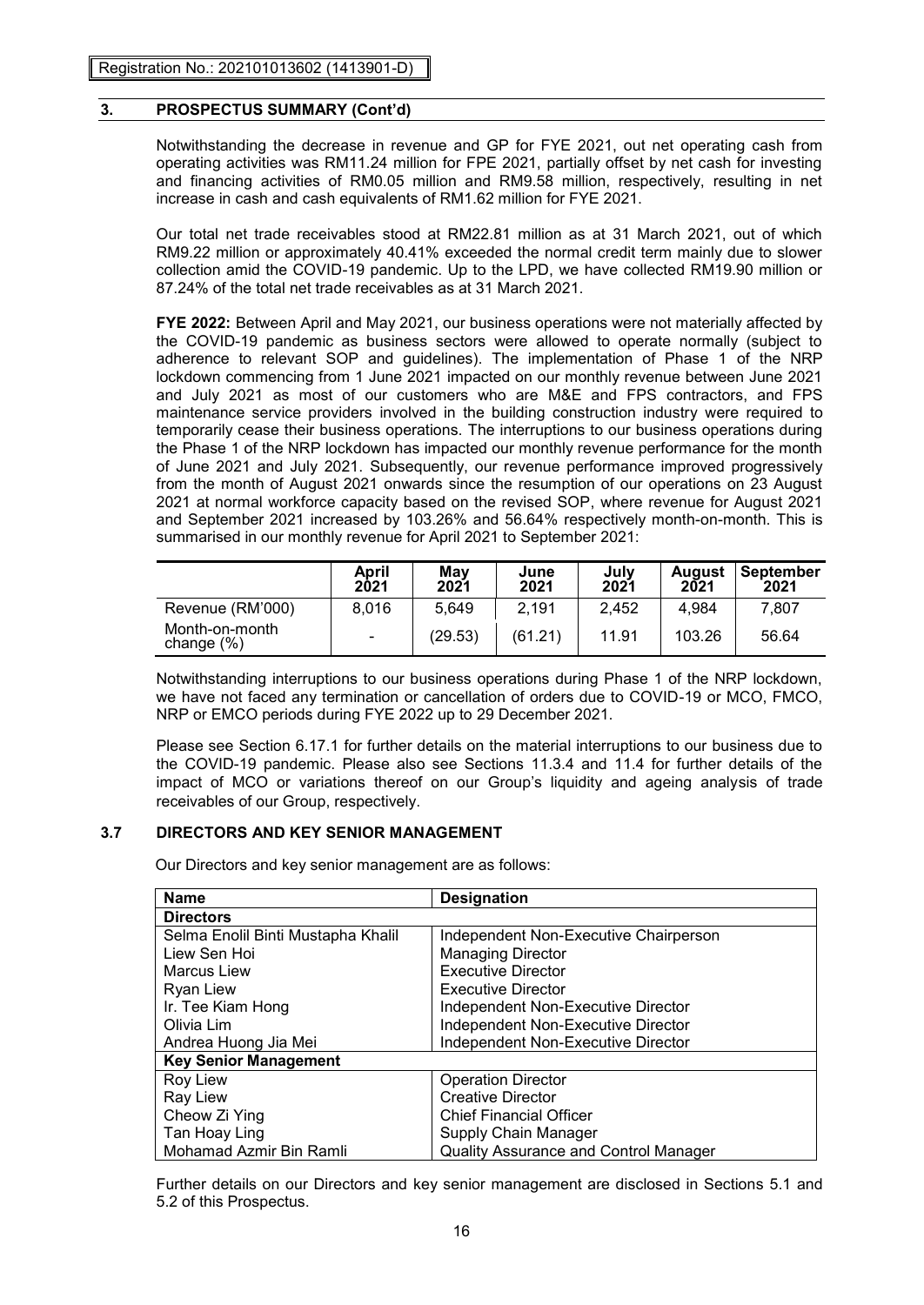## 3. PROSPECTUS SUMMARY (Cont'd)

Notwithstanding the decrease in revenue and GP for FYE 2021, out net operating cash from operating activities was RM11.24 million for FPE 2021, partially offset by net cash for investing and financing activities of RM0.05 million and RM9.58 million, respectively, resulting in net increase in cash and cash equivalents of RM1.62 million for FYE 2021.

Our total net trade receivables stood at RM22.81 million as at 31 March 2021, out of which RM9.22 million or approximately 40.41% exceeded the normal credit term mainly due to slower collection amid the COVID-19 pandemic. Up to the LPD, we have collected RM19.90 million or 87.24% of the total net trade receivables as at 31 March 2021.

**FYE 2022:** Between April and May 2021, our business operations were not materially affected by the COVID-19 pandemic as business sectors were allowed to operate normally (subject to adherence to relevant SOP and guidelines). The implementation of Phase 1 of the NRP lockdown commencing from 1 June 2021 impacted on our monthly revenue between June 2021 and July 2021 as most of our customers who are M&E and FPS contractors, and FPS maintenance service providers involved in the building construction industry were required to temporarily cease their business operations. The interruptions to our business operations during the Phase 1 of the NRP lockdown has impacted our monthly revenue performance for the month of June 2021 and July 2021. Subsequently, our revenue performance improved progressively from the month of August 2021 onwards since the resumption of our operations on 23 August 2021 at normal workforce capacity based on the revised SOP, where revenue for August 2021 and September 2021 increased by 103.26% and 56.64% respectively month-on-month. This is summarised in our monthly revenue for April 2021 to September 2021:

| | April 2021 | May 2021 | June 2021 | July 2021 | August 2021 | September 2021 |
|---|---|---|---|---|---|---|
| Revenue (RM'000) | 8,016 | 5,649 | 2,191 | 2,452 | 4,984 | 7,807 |
| Month-on-month change (%) | - | (29.53) | (61.21) | 11.91 | 103.26 | 56.64 |

Notwithstanding interruptions to our business operations during Phase 1 of the NRP lockdown, we have not faced any termination or cancellation of orders due to COVID-19 or MCO, FMCO, NRP or EMCO periods during FYE 2022 up to 29 December 2021.

Please see Section 6.17.1 for further details on the material interruptions to our business due to the COVID-19 pandemic. Please also see Sections 11.3.4 and 11.4 for further details of the impact of MCO or variations thereof on our Group's liquidity and ageing analysis of trade receivables of our Group, respectively.

### 3.7 DIRECTORS AND KEY SENIOR MANAGEMENT

Our Directors and key senior management are as follows:

| Name | Designation |
|---|---|
| **Directors** | |
| Selma Enolil Binti Mustapha Khalil | Independent Non-Executive Chairperson |
| Liew Sen Hoi | Managing Director |
| Marcus Liew | Executive Director |
| Ryan Liew | Executive Director |
| Ir. Tee Kiam Hong | Independent Non-Executive Director |
| Olivia Lim | Independent Non-Executive Director |
| Andrea Huong Jia Mei | Independent Non-Executive Director |
| **Key Senior Management** | |
| Roy Liew | Operation Director |
| Ray Liew | Creative Director |
| Cheow Zi Ying | Chief Financial Officer |
| Tan Hoay Ling | Supply Chain Manager |
| Mohamad Azmir Bin Ramli | Quality Assurance and Control Manager |

Further details on our Directors and key senior management are disclosed in Sections 5.1 and 5.2 of this Prospectus.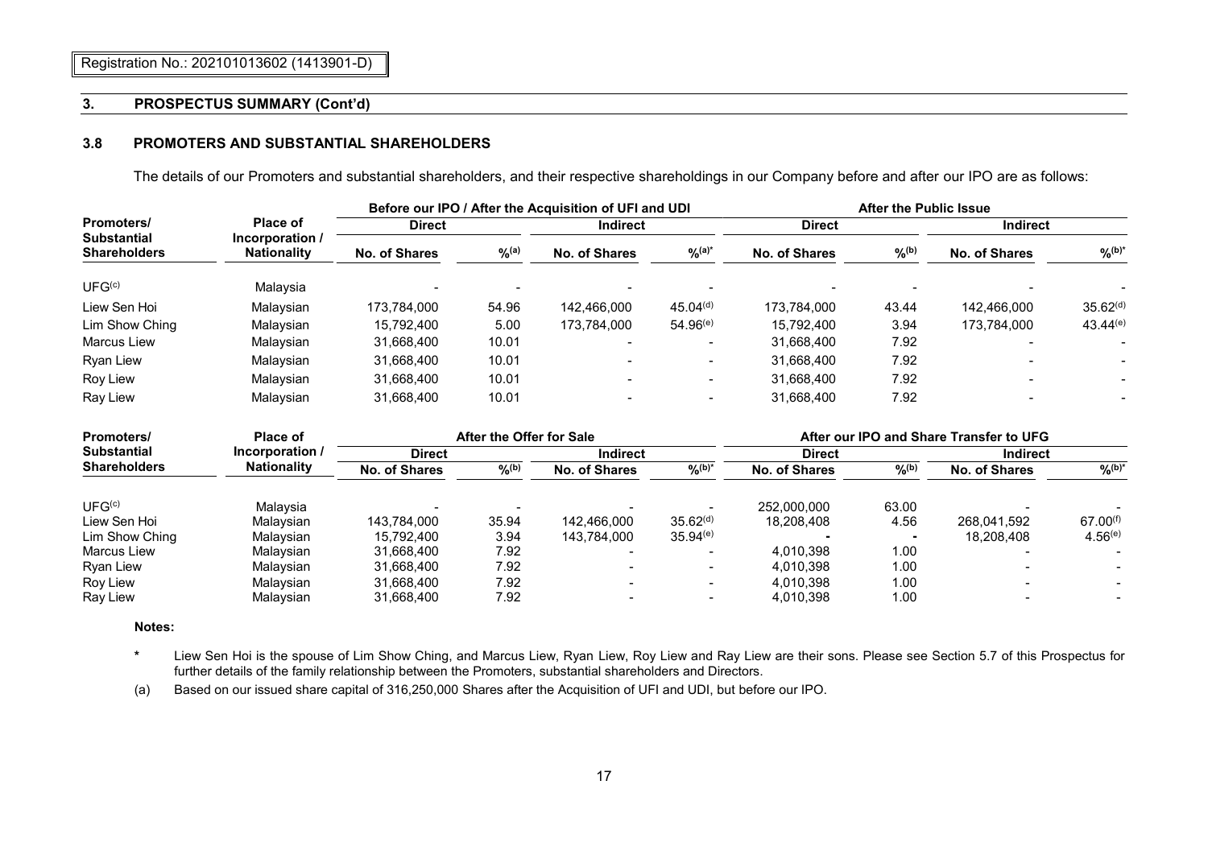## 3. PROSPECTUS SUMMARY (Cont'd)

### 3.8 PROMOTERS AND SUBSTANTIAL SHAREHOLDERS

The details of our Promoters and substantial shareholders, and their respective shareholdings in our Company before and after our IPO are as follows:

| Promoters/ Substantial Shareholders | Place of Incorporation / Nationality | Before our IPO / After the Acquisition of UFI and UDI | | | | After the Public Issue | | | |
|---|---|---|---|---|---|---|---|---|---|
| | | Direct | | Indirect | | Direct | | Indirect | |
| | | No. of Shares | %[(a)] | No. of Shares | %[(a)*] | No. of Shares | %[(b)] | No. of Shares | %[(b)*] |
| UFG[(c)] | Malaysia | - | - | - | - | - | - | - | - |
| Liew Sen Hoi | Malaysian | 173,784,000 | 54.96 | 142,466,000 | 45.04[(d)] | 173,784,000 | 43.44 | 142,466,000 | 35.62[(d)] |
| Lim Show Ching | Malaysian | 15,792,400 | 5.00 | 173,784,000 | 54.96[(e)] | 15,792,400 | 3.94 | 173,784,000 | 43.44[(e)] |
| Marcus Liew | Malaysian | 31,668,400 | 10.01 | - | - | 31,668,400 | 7.92 | - | - |
| Ryan Liew | Malaysian | 31,668,400 | 10.01 | - | - | 31,668,400 | 7.92 | - | - |
| Roy Liew | Malaysian | 31,668,400 | 10.01 | - | - | 31,668,400 | 7.92 | - | - |
| Ray Liew | Malaysian | 31,668,400 | 10.01 | - | - | 31,668,400 | 7.92 | - | - |

| Promoters/ Substantial Shareholders | Place of Incorporation / Nationality | After the Offer for Sale | | | | After our IPO and Share Transfer to UFG | | | |
|---|---|---|---|---|---|---|---|---|---|
| | | Direct | | Indirect | | Direct | | Indirect | |
| | | No. of Shares | %[(b)] | No. of Shares | %[(b)*] | No. of Shares | %[(b)] | No. of Shares | %[(b)*] |
| UFG[(c)] | Malaysia | - | - | - | - | 252,000,000 | 63.00 | - | - |
| Liew Sen Hoi | Malaysian | 143,784,000 | 35.94 | 142,466,000 | 35.62[(d)] | 18,208,408 | 4.56 | 268,041,592 | 67.00[(f)] |
| Lim Show Ching | Malaysian | 15,792,400 | 3.94 | 143,784,000 | 35.94[(e)] | - | - | 18,208,408 | 4.56[(e)] |
| Marcus Liew | Malaysian | 31,668,400 | 7.92 | - | - | 4,010,398 | 1.00 | - | - |
| Ryan Liew | Malaysian | 31,668,400 | 7.92 | - | - | 4,010,398 | 1.00 | - | - |
| Roy Liew | Malaysian | 31,668,400 | 7.92 | - | - | 4,010,398 | 1.00 | - | - |
| Ray Liew | Malaysian | 31,668,400 | 7.92 | - | - | 4,010,398 | 1.00 | - | - |

**Notes:**

\* Liew Sen Hoi is the spouse of Lim Show Ching, and Marcus Liew, Ryan Liew, Roy Liew and Ray Liew are their sons. Please see Section 5.7 of this Prospectus for further details of the family relationship between the Promoters, substantial shareholders and Directors.

(a) Based on our issued share capital of 316,250,000 Shares after the Acquisition of UFI and UDI, but before our IPO.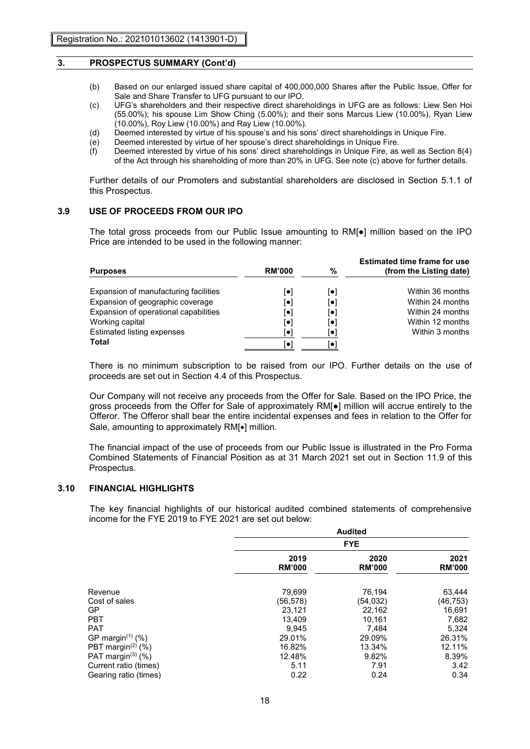## 3. PROSPECTUS SUMMARY (Cont'd)

(b) Based on our enlarged issued share capital of 400,000,000 Shares after the Public Issue, Offer for Sale and Share Transfer to UFG pursuant to our IPO.

(c) UFG's shareholders and their respective direct shareholdings in UFG are as follows: Liew Sen Hoi (55.00%); his spouse Lim Show Ching (5.00%); and their sons Marcus Liew (10.00%), Ryan Liew (10.00%), Roy Liew (10.00%) and Ray Liew (10.00%).

(d) Deemed interested by virtue of his spouse's and his sons' direct shareholdings in Unique Fire.

(e) Deemed interested by virtue of her spouse's direct shareholdings in Unique Fire.

(f) Deemed interested by virtue of his sons' direct shareholdings in Unique Fire, as well as Section 8(4) of the Act through his shareholding of more than 20% in UFG. See note (c) above for further details.

Further details of our Promoters and substantial shareholders are disclosed in Section 5.1.1 of this Prospectus.

### 3.9 USE OF PROCEEDS FROM OUR IPO

The total gross proceeds from our Public Issue amounting to RM[•] million based on the IPO Price are intended to be used in the following manner:

| Purposes | RM'000 | % | Estimated time frame for use (from the Listing date) |
|---|---|---|---|
| Expansion of manufacturing facilities | [•] | [•] | Within 36 months |
| Expansion of geographic coverage | [•] | [•] | Within 24 months |
| Expansion of operational capabilities | [•] | [•] | Within 24 months |
| Working capital | [•] | [•] | Within 12 months |
| Estimated listing expenses | [•] | [•] | Within 3 months |
| **Total** | [•] | [•] | |

There is no minimum subscription to be raised from our IPO. Further details on the use of proceeds are set out in Section 4.4 of this Prospectus.

Our Company will not receive any proceeds from the Offer for Sale. Based on the IPO Price, the gross proceeds from the Offer for Sale of approximately RM[•] million will accrue entirely to the Offeror. The Offeror shall bear the entire incidental expenses and fees in relation to the Offer for Sale, amounting to approximately RM[•] million.

The financial impact of the use of proceeds from our Public Issue is illustrated in the Pro Forma Combined Statements of Financial Position as at 31 March 2021 set out in Section 11.9 of this Prospectus.

### 3.10 FINANCIAL HIGHLIGHTS

The key financial highlights of our historical audited combined statements of comprehensive income for the FYE 2019 to FYE 2021 are set out below:

| | Audited | | |
|---|---|---|---|
| | FYE | | |
| | 2019 RM'000 | 2020 RM'000 | 2021 RM'000 |
| Revenue | 79,699 | 76,194 | 63,444 |
| Cost of sales | (56,578) | (54,032) | (46,753) |
| GP | 23,121 | 22,162 | 16,691 |
| PBT | 13,409 | 10,161 | 7,682 |
| PAT | 9,945 | 7,484 | 5,324 |
| GP margin(1) (%) | 29.01% | 29.09% | 26.31% |
| PBT margin(2) (%) | 16.82% | 13.34% | 12.11% |
| PAT margin(3) (%) | 12.48% | 9.82% | 8.39% |
| Current ratio (times) | 5.11 | 7.91 | 3.42 |
| Gearing ratio (times) | 0.22 | 0.24 | 0.34 |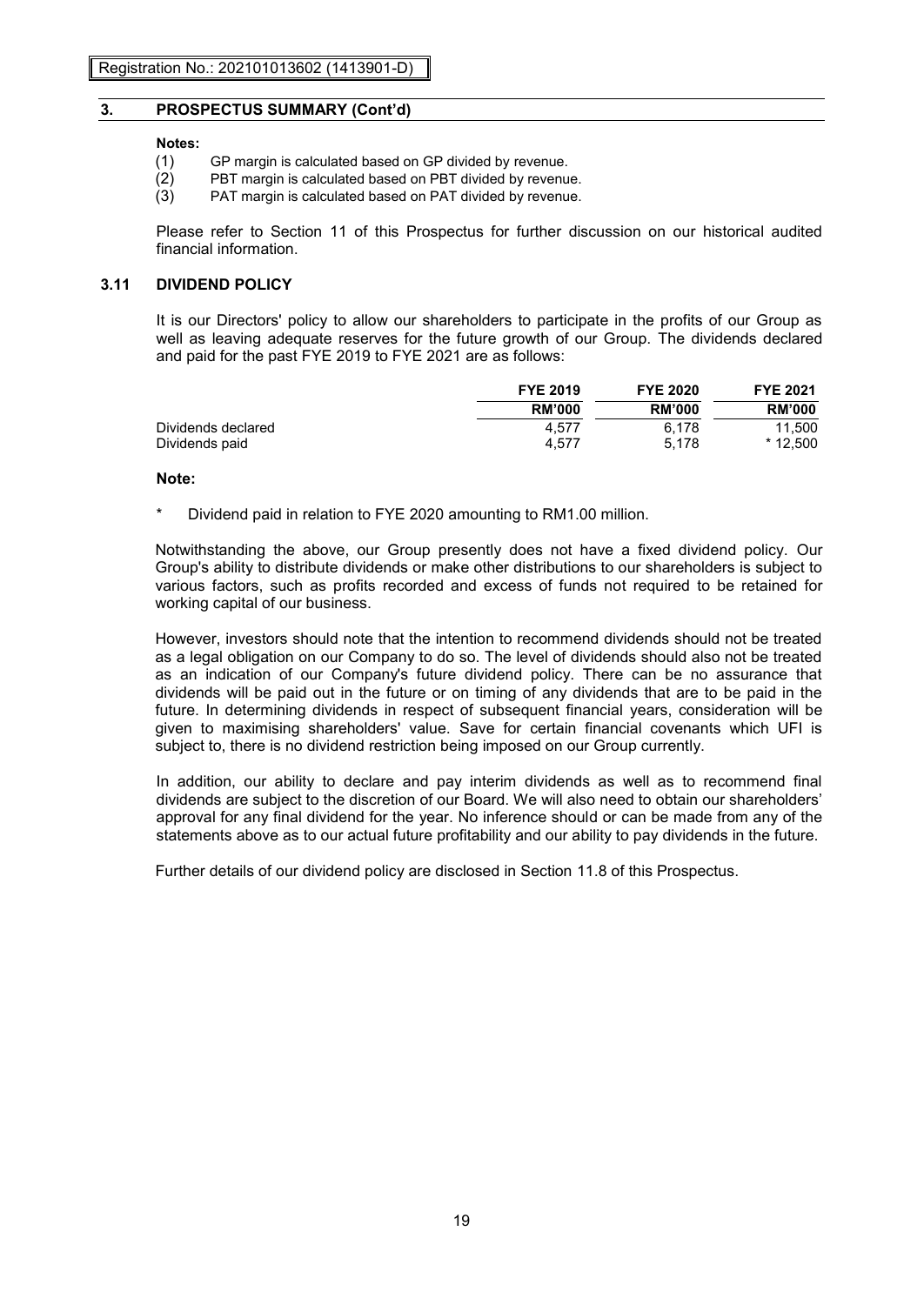## 3. PROSPECTUS SUMMARY (Cont'd)

**Notes:**

(1) GP margin is calculated based on GP divided by revenue.
(2) PBT margin is calculated based on PBT divided by revenue.
(3) PAT margin is calculated based on PAT divided by revenue.

Please refer to Section 11 of this Prospectus for further discussion on our historical audited financial information.

### 3.11 DIVIDEND POLICY

It is our Directors' policy to allow our shareholders to participate in the profits of our Group as well as leaving adequate reserves for the future growth of our Group. The dividends declared and paid for the past FYE 2019 to FYE 2021 are as follows:

| | FYE 2019 | FYE 2020 | FYE 2021 |
|---|---|---|---|
| | RM'000 | RM'000 | RM'000 |
| Dividends declared | 4,577 | 6,178 | 11,500 |
| Dividends paid | 4,577 | 5,178 | * 12,500 |

**Note:**

\* Dividend paid in relation to FYE 2020 amounting to RM1.00 million.

Notwithstanding the above, our Group presently does not have a fixed dividend policy. Our Group's ability to distribute dividends or make other distributions to our shareholders is subject to various factors, such as profits recorded and excess of funds not required to be retained for working capital of our business.

However, investors should note that the intention to recommend dividends should not be treated as a legal obligation on our Company to do so. The level of dividends should also not be treated as an indication of our Company's future dividend policy. There can be no assurance that dividends will be paid out in the future or on timing of any dividends that are to be paid in the future. In determining dividends in respect of subsequent financial years, consideration will be given to maximising shareholders' value. Save for certain financial covenants which UFI is subject to, there is no dividend restriction being imposed on our Group currently.

In addition, our ability to declare and pay interim dividends as well as to recommend final dividends are subject to the discretion of our Board. We will also need to obtain our shareholders' approval for any final dividend for the year. No inference should or can be made from any of the statements above as to our actual future profitability and our ability to pay dividends in the future.

Further details of our dividend policy are disclosed in Section 11.8 of this Prospectus.